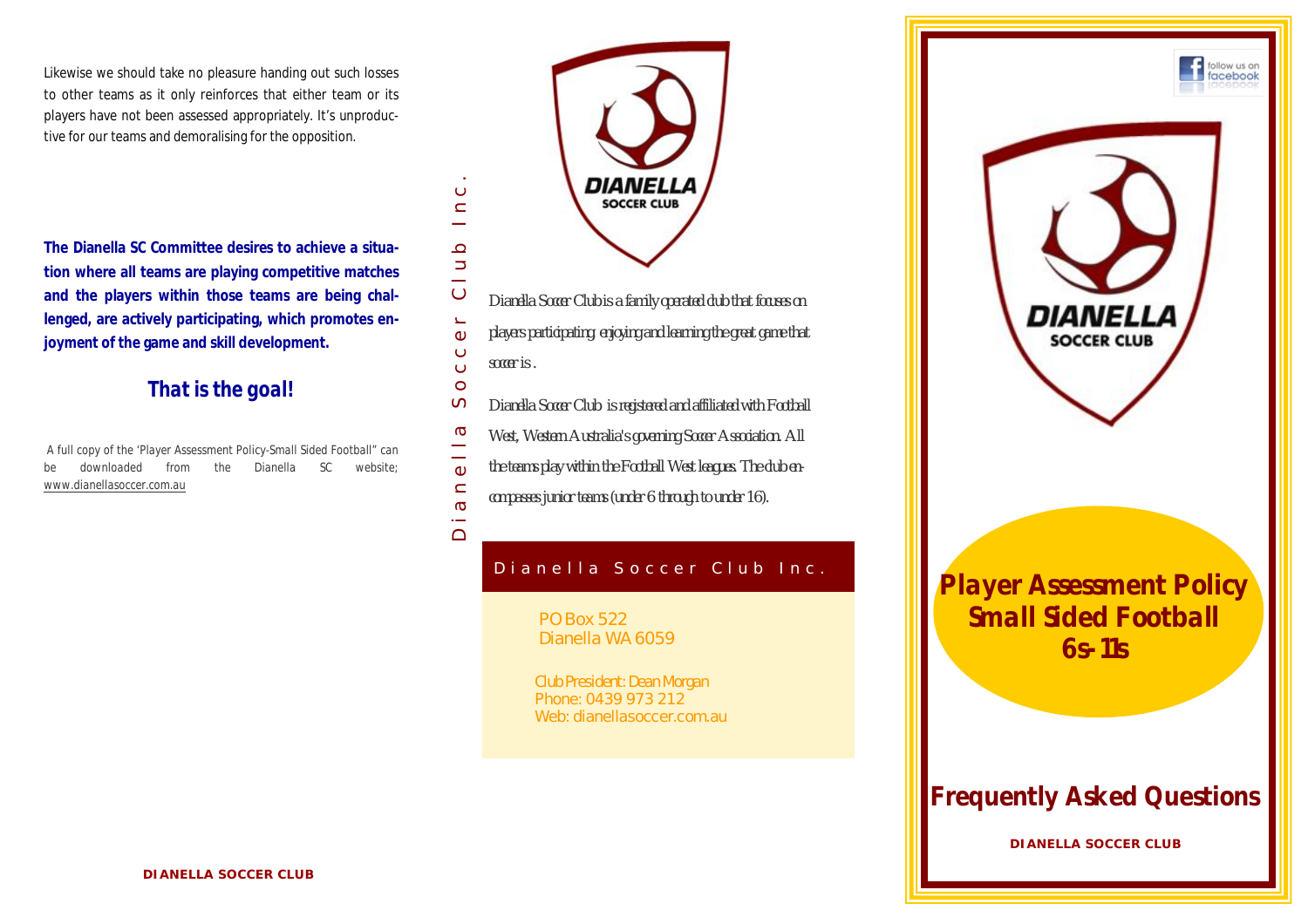Likewise we should take no pleasure handing out such losses to other teams as it only reinforces that either team or its players have not been assessed appropriately. It's unproductive for our teams and demoralising for the opposition.

**The Dianella SC Committee desires to achieve a situation where all teams are playing competitive matches and the players within those teams are being challenged, are actively participating, which promotes enjoyment of the game and skill development.**

## That is the goal!

A full copy of the 'Player Assessment Policy-Small Sided Football" can be downloaded from the Dianella SC website; www.dianellasoccer.com.au

DIANELLA SOCCER CLUB

Dianella Soccer Club Inc.

DIANELLA SOCCER CLUB

Dianella Soccer Club is a family operated club that focuses on players participating enjoying and learning the great game that soccer is .

Dianella Soccer Club is registered and affiliated with Football West, Western Australia's governing Soccer Association. All the teams play within the Football West leagues. The club encompasses junior teams (under 6 through to under 16).

### Dianella Soccer Club Inc.

PO Box 522
Dianella WA 6059

Club President: Dean Morgan
Phone: 0439 973 212
Web: dianellasoccer.com.au

follow us on facebook

DIANELLA SOCCER CLUB

# Player Assessment Policy Small Sided Football 6s-11s

## Frequently Asked Questions

DIANELLA SOCCER CLUB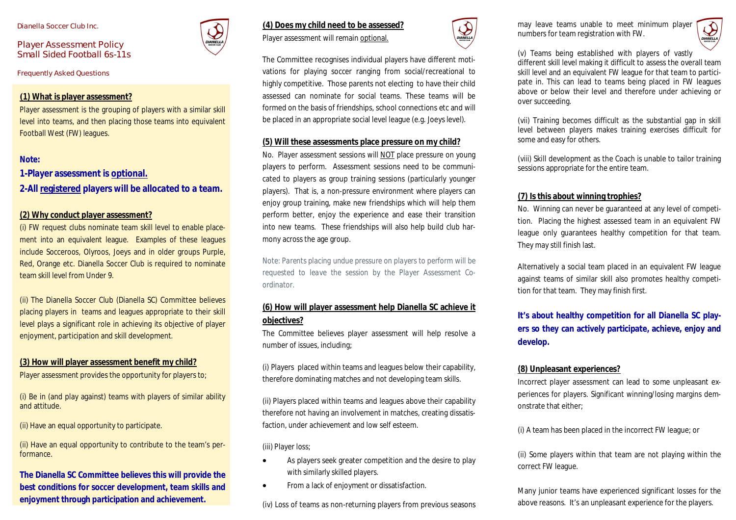Dianella Soccer Club Inc.

# Player Assessment Policy
# Small Sided Football 6s-11s

Frequently Asked Questions

### (1) What is player assessment?

Player assessment is the grouping of players with a similar skill level into teams, and then placing those teams into equivalent Football West (FW) leagues.

**Note:**

**1-Player assessment is optional.**

**2-All registered players will be allocated to a team.**

### (2) Why conduct player assessment?

(i) FW request clubs nominate team skill level to enable placement into an equivalent league. Examples of these leagues include Socceroos, Olyroos, Joeys and in older groups Purple, Red, Orange etc. Dianella Soccer Club is required to nominate team skill level from Under 9.

(ii) The Dianella Soccer Club (Dianella SC) Committee believes placing players in teams and leagues appropriate to their skill level plays a significant role in achieving its objective of player enjoyment, participation and skill development.

### (3) How will player assessment benefit my child?

Player assessment provides the opportunity for players to;

(i) Be in (and play against) teams with players of similar ability and attitude.

(ii) Have an equal opportunity to participate.

(ii) Have an equal opportunity to contribute to the team's performance.

**The Dianella SC Committee believes this will provide the best conditions for soccer development, team skills and enjoyment through participation and achievement.**

### (4) Does my child need to be assessed?

Player assessment will remain optional.

The Committee recognises individual players have different motivations for playing soccer ranging from social/recreational to highly competitive. Those parents not electing to have their child assessed can nominate for social teams. These teams will be formed on the basis of friendships, school connections etc and will be placed in an appropriate social level league (e.g. Joeys level).

### (5) Will these assessments place pressure on my child?

No. Player assessment sessions will NOT place pressure on young players to perform. Assessment sessions need to be communicated to players as group training sessions (particularly younger players). That is, a non-pressure environment where players can enjoy group training, make new friendships which will help them perform better, enjoy the experience and ease their transition into new teams. These friendships will also help build club harmony across the age group.

*Note: Parents placing undue pressure on players to perform will be requested to leave the session by the Player Assessment Co-ordinator.*

### (6) How will player assessment help Dianella SC achieve it objectives?

The Committee believes player assessment will help resolve a number of issues, including;

(i) Players placed within teams and leagues below their capability, therefore dominating matches and not developing team skills.

(ii) Players placed within teams and leagues above their capability therefore not having an involvement in matches, creating dissatisfaction, under achievement and low self esteem.

(iii) Player loss;

- As players seek greater competition and the desire to play with similarly skilled players.
- From a lack of enjoyment or dissatisfaction.

(iv) Loss of teams as non-returning players from previous seasons may leave teams unable to meet minimum player numbers for team registration with FW.

(v) Teams being established with players of vastly different skill level making it difficult to assess the overall team skill level and an equivalent FW league for that team to participate in. This can lead to teams being placed in FW leagues above or below their level and therefore under achieving or over succeeding.

(vii) Training becomes difficult as the substantial gap in skill level between players makes training exercises difficult for some and easy for others.

(viii) Skill development as the Coach is unable to tailor training sessions appropriate for the entire team.

### (7) Is this about winning trophies?

No. Winning can never be guaranteed at any level of competition. Placing the highest assessed team in an equivalent FW league only guarantees healthy competition for that team. They may still finish last.

Alternatively a social team placed in an equivalent FW league against teams of similar skill also promotes healthy competition for that team. They may finish first.

**It's about healthy competition for all Dianella SC players so they can actively participate, achieve, enjoy and develop.**

### (8) Unpleasant experiences?

Incorrect player assessment can lead to some unpleasant experiences for players. Significant winning/losing margins demonstrate that either;

(i) A team has been placed in the incorrect FW league; or

(ii) Some players within that team are not playing within the correct FW league.

Many junior teams have experienced significant losses for the above reasons. It's an unpleasant experience for the players.